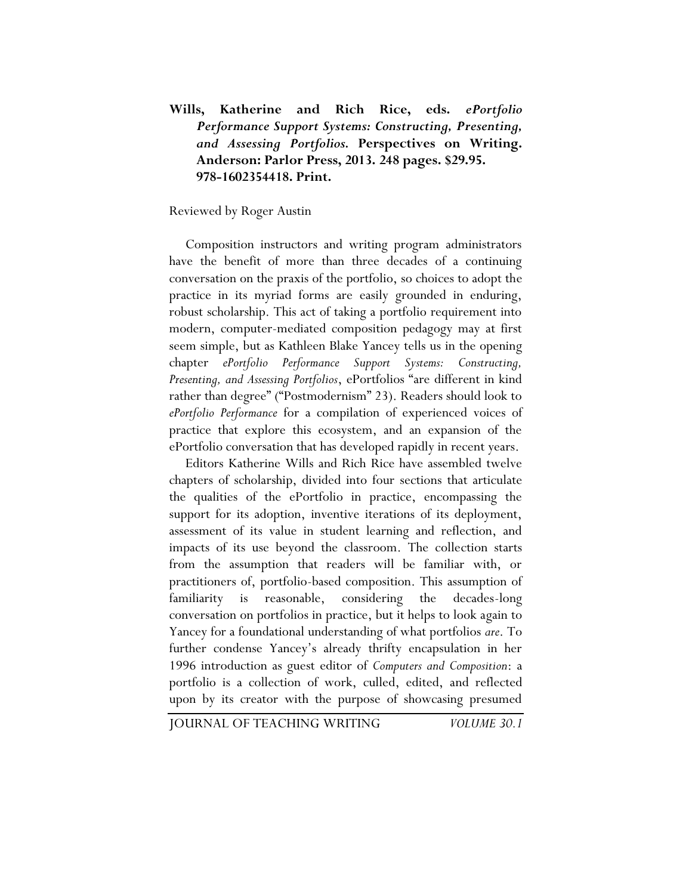**Wills, Katherine and Rich Rice, eds. *ePortfolio Performance Support Systems: Constructing, Presenting, and Assessing Portfolios.* Perspectives on Writing. Anderson: Parlor Press, 2013. 248 pages. $29.95. 978-1602354418. Print.**

Reviewed by Roger Austin

Composition instructors and writing program administrators have the benefit of more than three decades of a continuing conversation on the praxis of the portfolio, so choices to adopt the practice in its myriad forms are easily grounded in enduring, robust scholarship. This act of taking a portfolio requirement into modern, computer-mediated composition pedagogy may at first seem simple, but as Kathleen Blake Yancey tells us in the opening chapter *ePortfolio Performance Support Systems: Constructing, Presenting, and Assessing Portfolios*, ePortfolios "are different in kind rather than degree" ("Postmodernism" 23). Readers should look to *ePortfolio Performance* for a compilation of experienced voices of practice that explore this ecosystem, and an expansion of the ePortfolio conversation that has developed rapidly in recent years.

Editors Katherine Wills and Rich Rice have assembled twelve chapters of scholarship, divided into four sections that articulate the qualities of the ePortfolio in practice, encompassing the support for its adoption, inventive iterations of its deployment, assessment of its value in student learning and reflection, and impacts of its use beyond the classroom. The collection starts from the assumption that readers will be familiar with, or practitioners of, portfolio-based composition. This assumption of familiarity is reasonable, considering the decades-long conversation on portfolios in practice, but it helps to look again to Yancey for a foundational understanding of what portfolios *are*. To further condense Yancey's already thrifty encapsulation in her 1996 introduction as guest editor of *Computers and Composition*: a portfolio is a collection of work, culled, edited, and reflected upon by its creator with the purpose of showcasing presumed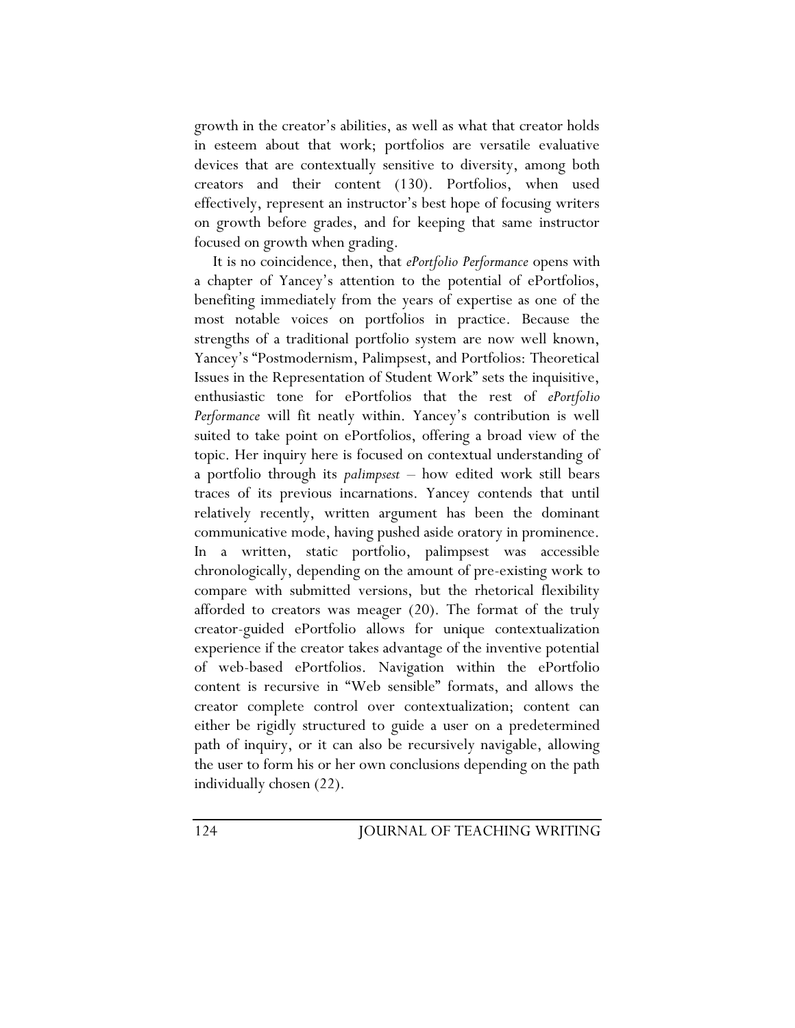growth in the creator's abilities, as well as what that creator holds in esteem about that work; portfolios are versatile evaluative devices that are contextually sensitive to diversity, among both creators and their content (130). Portfolios, when used effectively, represent an instructor's best hope of focusing writers on growth before grades, and for keeping that same instructor focused on growth when grading.

It is no coincidence, then, that *ePortfolio Performance* opens with a chapter of Yancey's attention to the potential of ePortfolios, benefiting immediately from the years of expertise as one of the most notable voices on portfolios in practice. Because the strengths of a traditional portfolio system are now well known, Yancey's "Postmodernism, Palimpsest, and Portfolios: Theoretical Issues in the Representation of Student Work" sets the inquisitive, enthusiastic tone for ePortfolios that the rest of *ePortfolio Performance* will fit neatly within. Yancey's contribution is well suited to take point on ePortfolios, offering a broad view of the topic. Her inquiry here is focused on contextual understanding of a portfolio through its *palimpsest* – how edited work still bears traces of its previous incarnations. Yancey contends that until relatively recently, written argument has been the dominant communicative mode, having pushed aside oratory in prominence. In a written, static portfolio, palimpsest was accessible chronologically, depending on the amount of pre-existing work to compare with submitted versions, but the rhetorical flexibility afforded to creators was meager (20). The format of the truly creator-guided ePortfolio allows for unique contextualization experience if the creator takes advantage of the inventive potential of web-based ePortfolios. Navigation within the ePortfolio content is recursive in "Web sensible" formats, and allows the creator complete control over contextualization; content can either be rigidly structured to guide a user on a predetermined path of inquiry, or it can also be recursively navigable, allowing the user to form his or her own conclusions depending on the path individually chosen (22).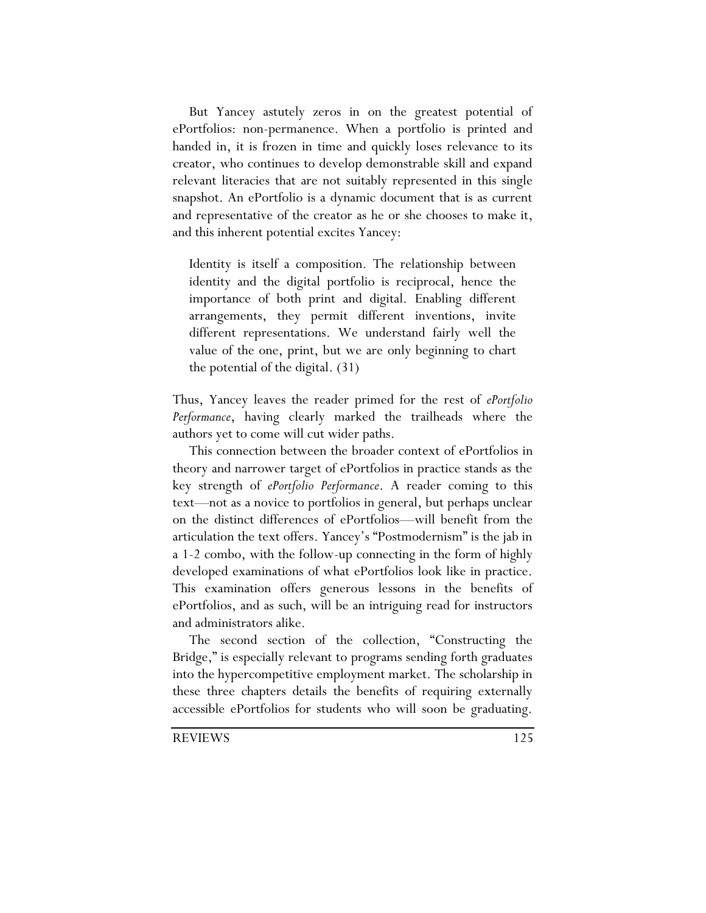But Yancey astutely zeros in on the greatest potential of ePortfolios: non-permanence. When a portfolio is printed and handed in, it is frozen in time and quickly loses relevance to its creator, who continues to develop demonstrable skill and expand relevant literacies that are not suitably represented in this single snapshot. An ePortfolio is a dynamic document that is as current and representative of the creator as he or she chooses to make it, and this inherent potential excites Yancey:

> Identity is itself a composition. The relationship between identity and the digital portfolio is reciprocal, hence the importance of both print and digital. Enabling different arrangements, they permit different inventions, invite different representations. We understand fairly well the value of the one, print, but we are only beginning to chart the potential of the digital. (31)

Thus, Yancey leaves the reader primed for the rest of *ePortfolio Performance*, having clearly marked the trailheads where the authors yet to come will cut wider paths.

This connection between the broader context of ePortfolios in theory and narrower target of ePortfolios in practice stands as the key strength of *ePortfolio Performance*. A reader coming to this text—not as a novice to portfolios in general, but perhaps unclear on the distinct differences of ePortfolios—will benefit from the articulation the text offers. Yancey's "Postmodernism" is the jab in a 1-2 combo, with the follow-up connecting in the form of highly developed examinations of what ePortfolios look like in practice. This examination offers generous lessons in the benefits of ePortfolios, and as such, will be an intriguing read for instructors and administrators alike.

The second section of the collection, "Constructing the Bridge," is especially relevant to programs sending forth graduates into the hypercompetitive employment market. The scholarship in these three chapters details the benefits of requiring externally accessible ePortfolios for students who will soon be graduating.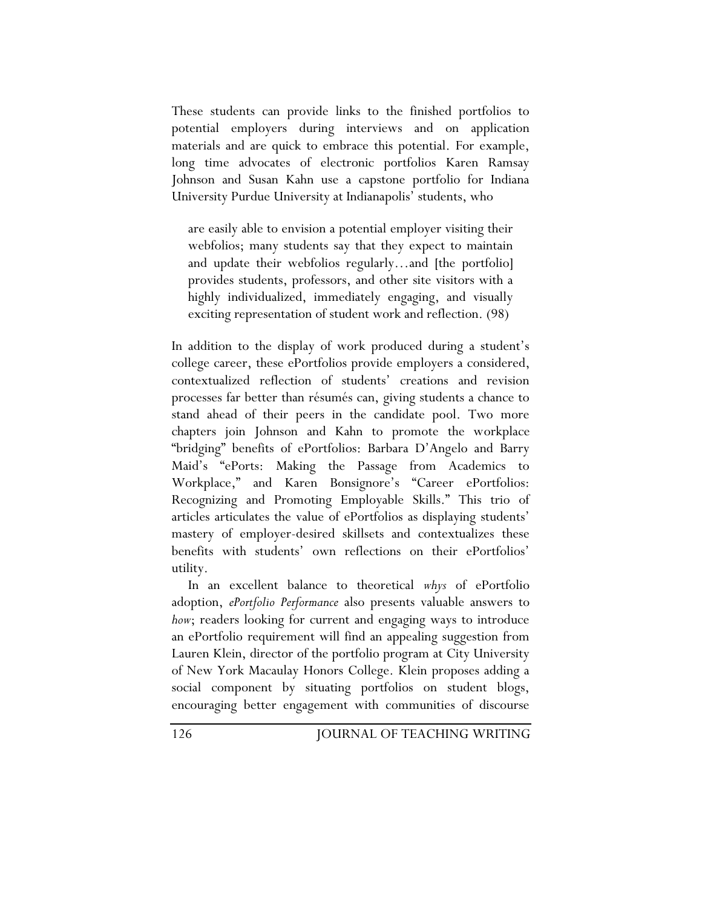These students can provide links to the finished portfolios to potential employers during interviews and on application materials and are quick to embrace this potential. For example, long time advocates of electronic portfolios Karen Ramsay Johnson and Susan Kahn use a capstone portfolio for Indiana University Purdue University at Indianapolis' students, who

> are easily able to envision a potential employer visiting their webfolios; many students say that they expect to maintain and update their webfolios regularly…and [the portfolio] provides students, professors, and other site visitors with a highly individualized, immediately engaging, and visually exciting representation of student work and reflection. (98)

In addition to the display of work produced during a student's college career, these ePortfolios provide employers a considered, contextualized reflection of students' creations and revision processes far better than résumés can, giving students a chance to stand ahead of their peers in the candidate pool. Two more chapters join Johnson and Kahn to promote the workplace "bridging" benefits of ePortfolios: Barbara D'Angelo and Barry Maid's "ePorts: Making the Passage from Academics to Workplace," and Karen Bonsignore's "Career ePortfolios: Recognizing and Promoting Employable Skills." This trio of articles articulates the value of ePortfolios as displaying students' mastery of employer-desired skillsets and contextualizes these benefits with students' own reflections on their ePortfolios' utility.

In an excellent balance to theoretical *whys* of ePortfolio adoption, *ePortfolio Performance* also presents valuable answers to *how*; readers looking for current and engaging ways to introduce an ePortfolio requirement will find an appealing suggestion from Lauren Klein, director of the portfolio program at City University of New York Macaulay Honors College. Klein proposes adding a social component by situating portfolios on student blogs, encouraging better engagement with communities of discourse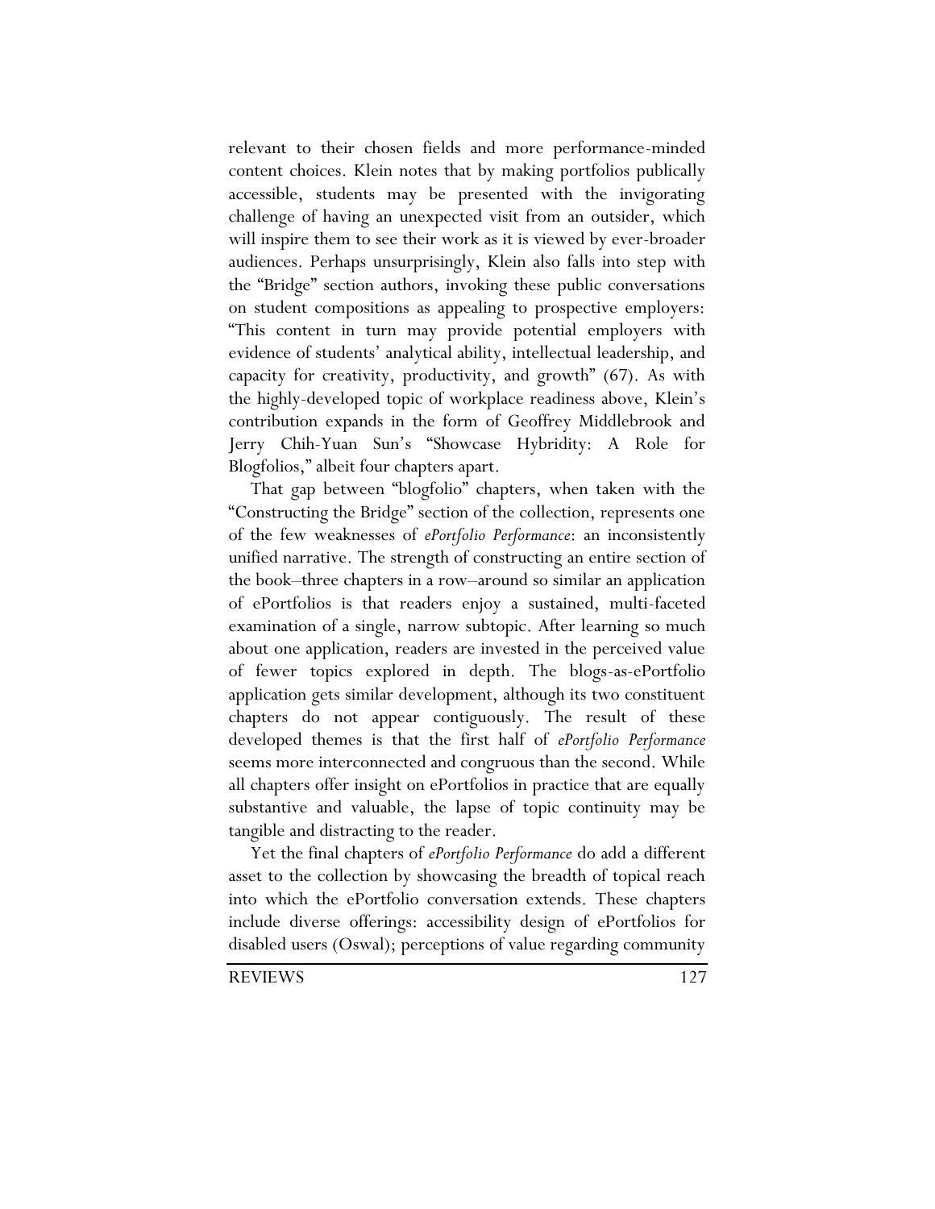relevant to their chosen fields and more performance-minded content choices. Klein notes that by making portfolios publically accessible, students may be presented with the invigorating challenge of having an unexpected visit from an outsider, which will inspire them to see their work as it is viewed by ever-broader audiences. Perhaps unsurprisingly, Klein also falls into step with the "Bridge" section authors, invoking these public conversations on student compositions as appealing to prospective employers: "This content in turn may provide potential employers with evidence of students' analytical ability, intellectual leadership, and capacity for creativity, productivity, and growth" (67). As with the highly-developed topic of workplace readiness above, Klein's contribution expands in the form of Geoffrey Middlebrook and Jerry Chih-Yuan Sun's "Showcase Hybridity: A Role for Blogfolios," albeit four chapters apart.

That gap between "blogfolio" chapters, when taken with the "Constructing the Bridge" section of the collection, represents one of the few weaknesses of *ePortfolio Performance*: an inconsistently unified narrative. The strength of constructing an entire section of the book–three chapters in a row–around so similar an application of ePortfolios is that readers enjoy a sustained, multi-faceted examination of a single, narrow subtopic. After learning so much about one application, readers are invested in the perceived value of fewer topics explored in depth. The blogs-as-ePortfolio application gets similar development, although its two constituent chapters do not appear contiguously. The result of these developed themes is that the first half of *ePortfolio Performance* seems more interconnected and congruous than the second. While all chapters offer insight on ePortfolios in practice that are equally substantive and valuable, the lapse of topic continuity may be tangible and distracting to the reader.

Yet the final chapters of *ePortfolio Performance* do add a different asset to the collection by showcasing the breadth of topical reach into which the ePortfolio conversation extends. These chapters include diverse offerings: accessibility design of ePortfolios for disabled users (Oswal); perceptions of value regarding community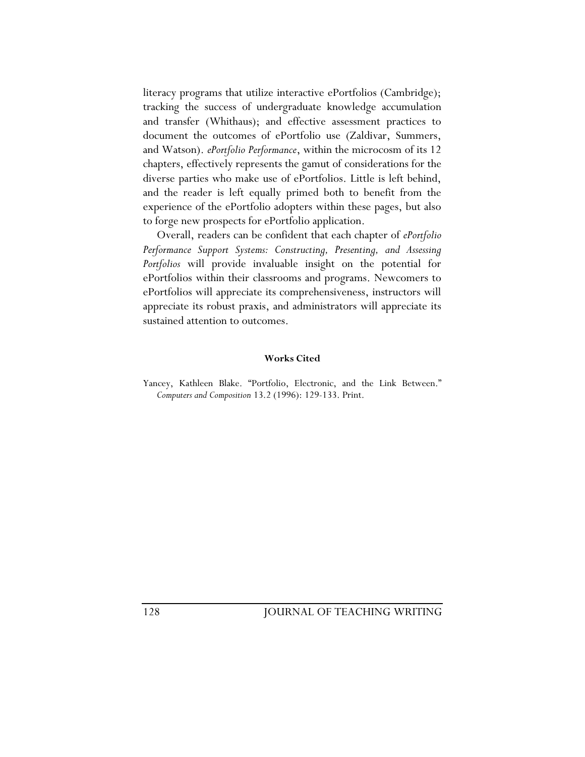literacy programs that utilize interactive ePortfolios (Cambridge); tracking the success of undergraduate knowledge accumulation and transfer (Whithaus); and effective assessment practices to document the outcomes of ePortfolio use (Zaldivar, Summers, and Watson). *ePortfolio Performance*, within the microcosm of its 12 chapters, effectively represents the gamut of considerations for the diverse parties who make use of ePortfolios. Little is left behind, and the reader is left equally primed both to benefit from the experience of the ePortfolio adopters within these pages, but also to forge new prospects for ePortfolio application.

Overall, readers can be confident that each chapter of *ePortfolio Performance Support Systems: Constructing, Presenting, and Assessing Portfolios* will provide invaluable insight on the potential for ePortfolios within their classrooms and programs. Newcomers to ePortfolios will appreciate its comprehensiveness, instructors will appreciate its robust praxis, and administrators will appreciate its sustained attention to outcomes.

## Works Cited

Yancey, Kathleen Blake. "Portfolio, Electronic, and the Link Between." *Computers and Composition* 13.2 (1996): 129-133. Print.